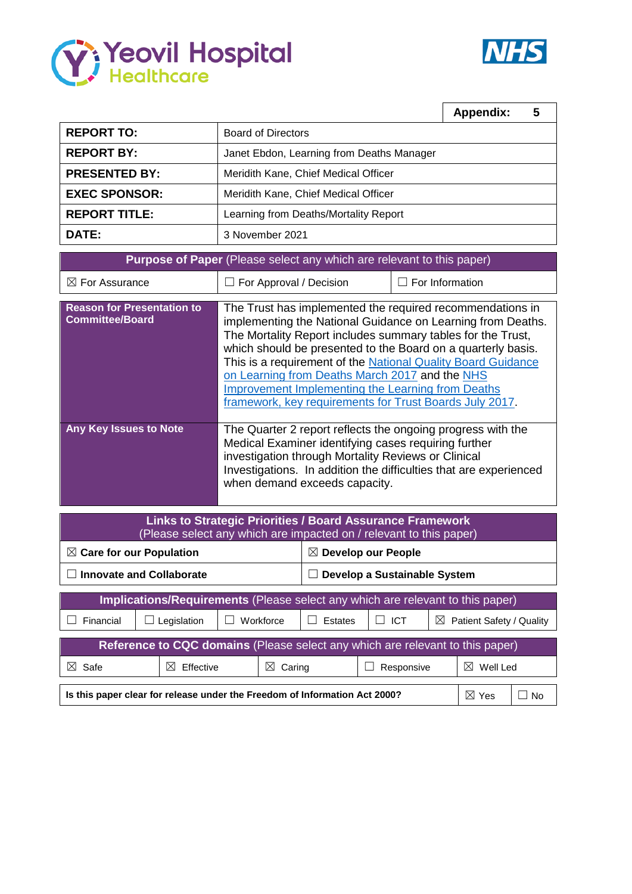Yeovil Hospital Healthcare

NHS

| | Appendix: 5 |
|---|---|
| **REPORT TO:** | Board of Directors |
| **REPORT BY:** | Janet Ebdon, Learning from Deaths Manager |
| **PRESENTED BY:** | Meridith Kane, Chief Medical Officer |
| **EXEC SPONSOR:** | Meridith Kane, Chief Medical Officer |
| **REPORT TITLE:** | Learning from Deaths/Mortality Report |
| **DATE:** | 3 November 2021 |

| **Purpose of Paper** (Please select any which are relevant to this paper) | | |
|---|---|---|
| ☒ For Assurance | ☐ For Approval / Decision | ☐ For Information |

| | |
|---|---|
| **Reason for Presentation to Committee/Board** | The Trust has implemented the required recommendations in implementing the National Guidance on Learning from Deaths. The Mortality Report includes summary tables for the Trust, which should be presented to the Board on a quarterly basis. This is a requirement of the National Quality Board Guidance on Learning from Deaths March 2017 and the NHS Improvement Implementing the Learning from Deaths framework, key requirements for Trust Boards July 2017. |
| **Any Key Issues to Note** | The Quarter 2 report reflects the ongoing progress with the Medical Examiner identifying cases requiring further investigation through Mortality Reviews or Clinical Investigations. In addition the difficulties that are experienced when demand exceeds capacity. |

| **Links to Strategic Priorities / Board Assurance Framework** (Please select any which are impacted on / relevant to this paper) | |
|---|---|
| ☒ **Care for our Population** | ☒ **Develop our People** |
| ☐ **Innovate and Collaborate** | ☐ **Develop a Sustainable System** |

| **Implications/Requirements** (Please select any which are relevant to this paper) | | | | | |
|---|---|---|---|---|---|
| ☐ Financial | ☐ Legislation | ☐ Workforce | ☐ Estates | ☐ ICT | ☒ Patient Safety / Quality |

| **Reference to CQC domains** (Please select any which are relevant to this paper) | | | | |
|---|---|---|---|---|
| ☒ Safe | ☒ Effective | ☒ Caring | ☐ Responsive | ☒ Well Led |

| **Is this paper clear for release under the Freedom of Information Act 2000?** | ☒ Yes | ☐ No |
|---|---|---|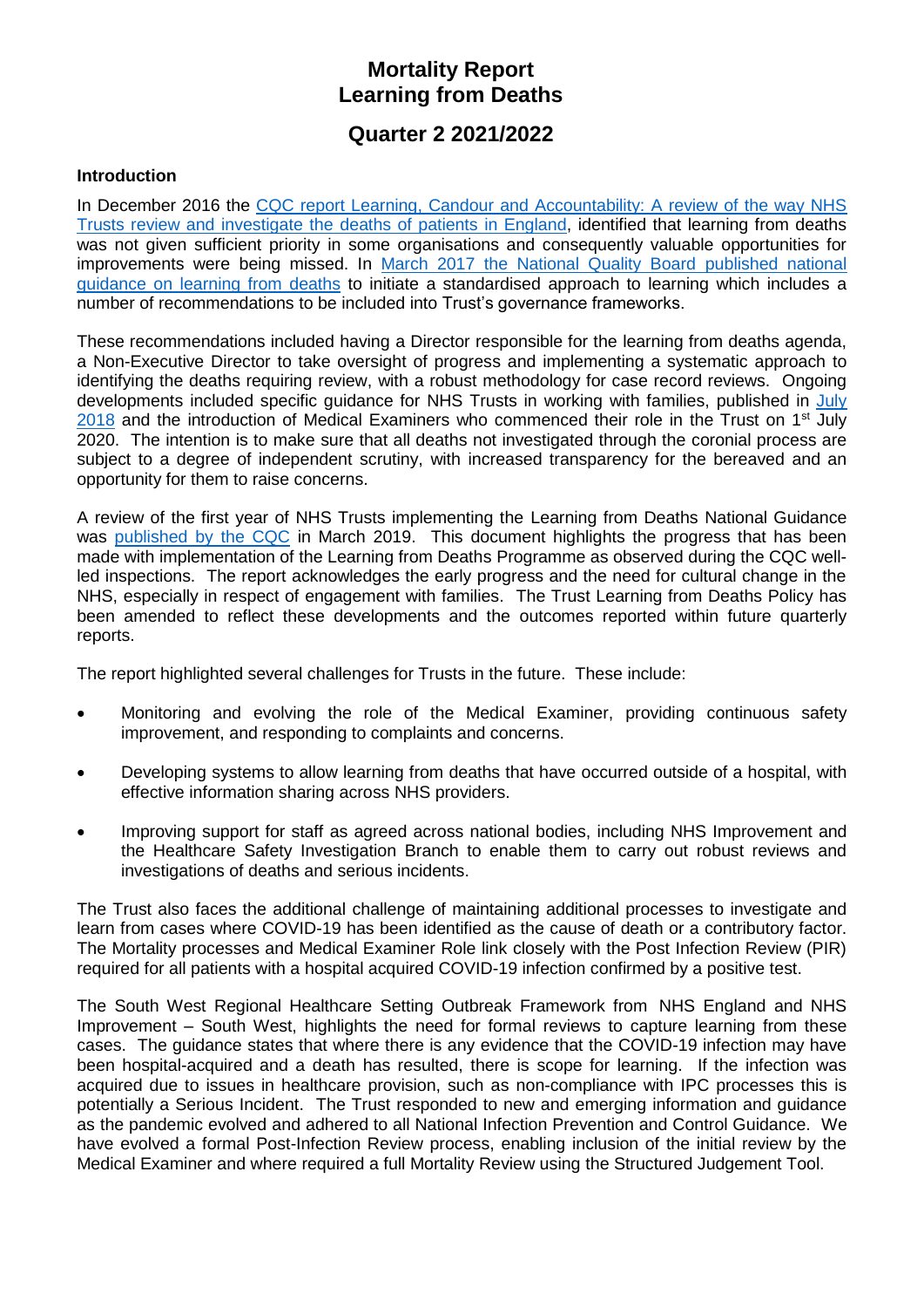# Mortality Report
# Learning from Deaths

## Quarter 2 2021/2022

### Introduction

In December 2016 the CQC report Learning, Candour and Accountability: A review of the way NHS Trusts review and investigate the deaths of patients in England, identified that learning from deaths was not given sufficient priority in some organisations and consequently valuable opportunities for improvements were being missed. In March 2017 the National Quality Board published national guidance on learning from deaths to initiate a standardised approach to learning which includes a number of recommendations to be included into Trust's governance frameworks.

These recommendations included having a Director responsible for the learning from deaths agenda, a Non-Executive Director to take oversight of progress and implementing a systematic approach to identifying the deaths requiring review, with a robust methodology for case record reviews. Ongoing developments included specific guidance for NHS Trusts in working with families, published in July 2018 and the introduction of Medical Examiners who commenced their role in the Trust on 1st July 2020. The intention is to make sure that all deaths not investigated through the coronial process are subject to a degree of independent scrutiny, with increased transparency for the bereaved and an opportunity for them to raise concerns.

A review of the first year of NHS Trusts implementing the Learning from Deaths National Guidance was published by the CQC in March 2019. This document highlights the progress that has been made with implementation of the Learning from Deaths Programme as observed during the CQC well-led inspections. The report acknowledges the early progress and the need for cultural change in the NHS, especially in respect of engagement with families. The Trust Learning from Deaths Policy has been amended to reflect these developments and the outcomes reported within future quarterly reports.

The report highlighted several challenges for Trusts in the future. These include:

- Monitoring and evolving the role of the Medical Examiner, providing continuous safety improvement, and responding to complaints and concerns.
- Developing systems to allow learning from deaths that have occurred outside of a hospital, with effective information sharing across NHS providers.
- Improving support for staff as agreed across national bodies, including NHS Improvement and the Healthcare Safety Investigation Branch to enable them to carry out robust reviews and investigations of deaths and serious incidents.

The Trust also faces the additional challenge of maintaining additional processes to investigate and learn from cases where COVID-19 has been identified as the cause of death or a contributory factor. The Mortality processes and Medical Examiner Role link closely with the Post Infection Review (PIR) required for all patients with a hospital acquired COVID-19 infection confirmed by a positive test.

The South West Regional Healthcare Setting Outbreak Framework from NHS England and NHS Improvement – South West, highlights the need for formal reviews to capture learning from these cases. The guidance states that where there is any evidence that the COVID-19 infection may have been hospital-acquired and a death has resulted, there is scope for learning. If the infection was acquired due to issues in healthcare provision, such as non-compliance with IPC processes this is potentially a Serious Incident. The Trust responded to new and emerging information and guidance as the pandemic evolved and adhered to all National Infection Prevention and Control Guidance. We have evolved a formal Post-Infection Review process, enabling inclusion of the initial review by the Medical Examiner and where required a full Mortality Review using the Structured Judgement Tool.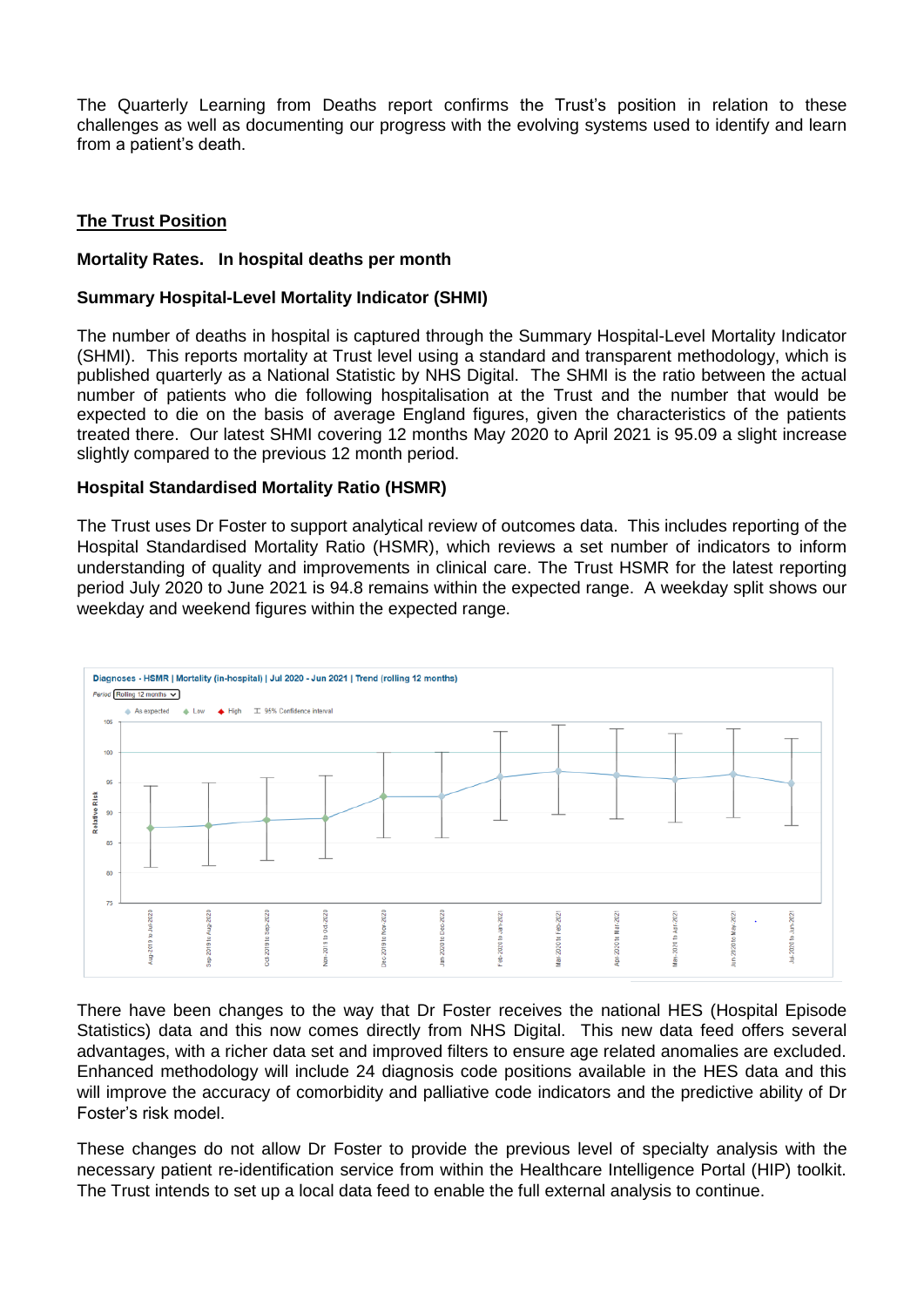The Quarterly Learning from Deaths report confirms the Trust's position in relation to these challenges as well as documenting our progress with the evolving systems used to identify and learn from a patient's death.

## The Trust Position

**Mortality Rates. In hospital deaths per month**

**Summary Hospital-Level Mortality Indicator (SHMI)**

The number of deaths in hospital is captured through the Summary Hospital-Level Mortality Indicator (SHMI). This reports mortality at Trust level using a standard and transparent methodology, which is published quarterly as a National Statistic by NHS Digital. The SHMI is the ratio between the actual number of patients who die following hospitalisation at the Trust and the number that would be expected to die on the basis of average England figures, given the characteristics of the patients treated there. Our latest SHMI covering 12 months May 2020 to April 2021 is 95.09 a slight increase slightly compared to the previous 12 month period.

**Hospital Standardised Mortality Ratio (HSMR)**

The Trust uses Dr Foster to support analytical review of outcomes data. This includes reporting of the Hospital Standardised Mortality Ratio (HSMR), which reviews a set number of indicators to inform understanding of quality and improvements in clinical care. The Trust HSMR for the latest reporting period July 2020 to June 2021 is 94.8 remains within the expected range. A weekday split shows our weekday and weekend figures within the expected range.

There have been changes to the way that Dr Foster receives the national HES (Hospital Episode Statistics) data and this now comes directly from NHS Digital. This new data feed offers several advantages, with a richer data set and improved filters to ensure age related anomalies are excluded. Enhanced methodology will include 24 diagnosis code positions available in the HES data and this will improve the accuracy of comorbidity and palliative code indicators and the predictive ability of Dr Foster's risk model.

These changes do not allow Dr Foster to provide the previous level of specialty analysis with the necessary patient re-identification service from within the Healthcare Intelligence Portal (HIP) toolkit. The Trust intends to set up a local data feed to enable the full external analysis to continue.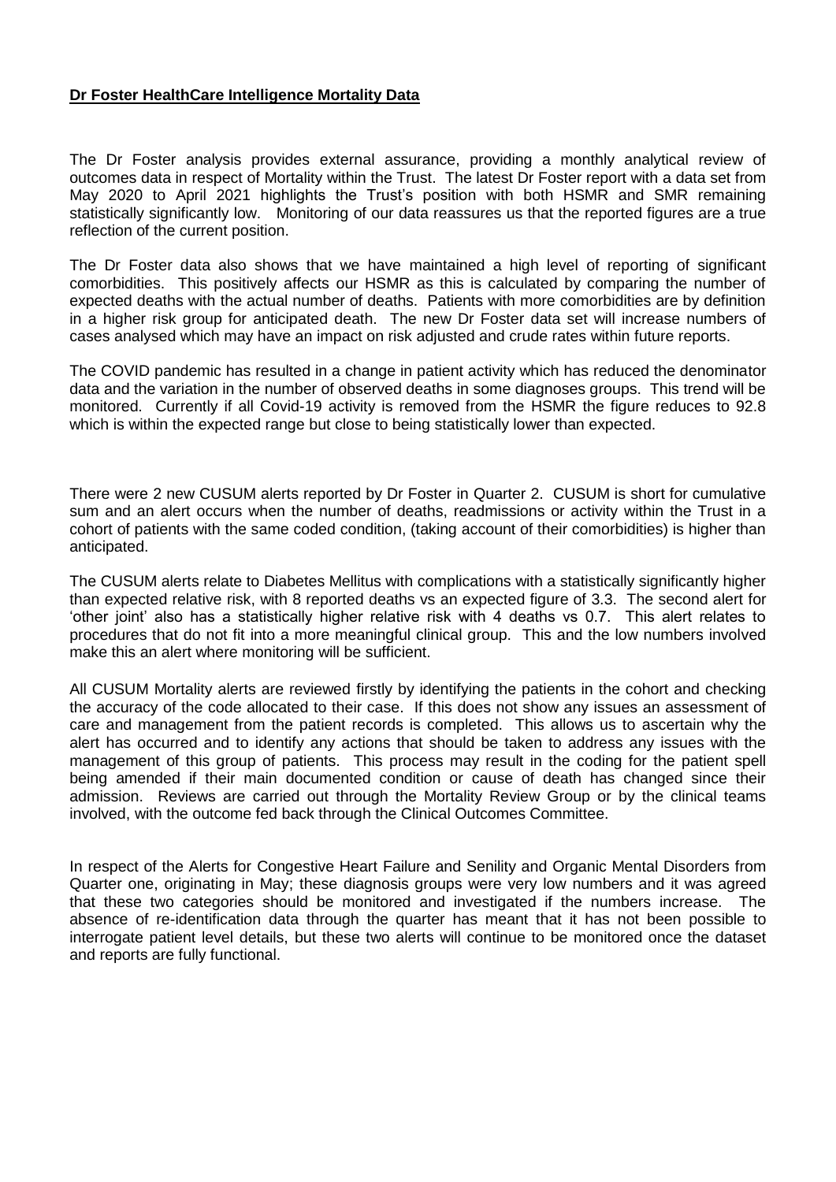**Dr Foster HealthCare Intelligence Mortality Data**

The Dr Foster analysis provides external assurance, providing a monthly analytical review of outcomes data in respect of Mortality within the Trust. The latest Dr Foster report with a data set from May 2020 to April 2021 highlights the Trust's position with both HSMR and SMR remaining statistically significantly low. Monitoring of our data reassures us that the reported figures are a true reflection of the current position.

The Dr Foster data also shows that we have maintained a high level of reporting of significant comorbidities. This positively affects our HSMR as this is calculated by comparing the number of expected deaths with the actual number of deaths. Patients with more comorbidities are by definition in a higher risk group for anticipated death. The new Dr Foster data set will increase numbers of cases analysed which may have an impact on risk adjusted and crude rates within future reports.

The COVID pandemic has resulted in a change in patient activity which has reduced the denominator data and the variation in the number of observed deaths in some diagnoses groups. This trend will be monitored. Currently if all Covid-19 activity is removed from the HSMR the figure reduces to 92.8 which is within the expected range but close to being statistically lower than expected.

There were 2 new CUSUM alerts reported by Dr Foster in Quarter 2. CUSUM is short for cumulative sum and an alert occurs when the number of deaths, readmissions or activity within the Trust in a cohort of patients with the same coded condition, (taking account of their comorbidities) is higher than anticipated.

The CUSUM alerts relate to Diabetes Mellitus with complications with a statistically significantly higher than expected relative risk, with 8 reported deaths vs an expected figure of 3.3. The second alert for 'other joint' also has a statistically higher relative risk with 4 deaths vs 0.7. This alert relates to procedures that do not fit into a more meaningful clinical group. This and the low numbers involved make this an alert where monitoring will be sufficient.

All CUSUM Mortality alerts are reviewed firstly by identifying the patients in the cohort and checking the accuracy of the code allocated to their case. If this does not show any issues an assessment of care and management from the patient records is completed. This allows us to ascertain why the alert has occurred and to identify any actions that should be taken to address any issues with the management of this group of patients. This process may result in the coding for the patient spell being amended if their main documented condition or cause of death has changed since their admission. Reviews are carried out through the Mortality Review Group or by the clinical teams involved, with the outcome fed back through the Clinical Outcomes Committee.

In respect of the Alerts for Congestive Heart Failure and Senility and Organic Mental Disorders from Quarter one, originating in May; these diagnosis groups were very low numbers and it was agreed that these two categories should be monitored and investigated if the numbers increase. The absence of re-identification data through the quarter has meant that it has not been possible to interrogate patient level details, but these two alerts will continue to be monitored once the dataset and reports are fully functional.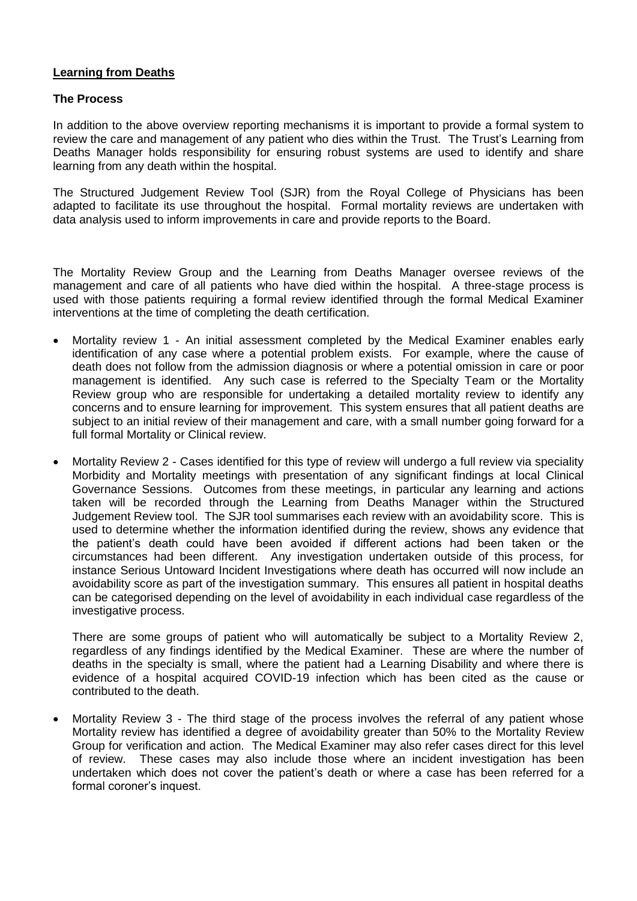## Learning from Deaths

### The Process

In addition to the above overview reporting mechanisms it is important to provide a formal system to review the care and management of any patient who dies within the Trust. The Trust's Learning from Deaths Manager holds responsibility for ensuring robust systems are used to identify and share learning from any death within the hospital.

The Structured Judgement Review Tool (SJR) from the Royal College of Physicians has been adapted to facilitate its use throughout the hospital. Formal mortality reviews are undertaken with data analysis used to inform improvements in care and provide reports to the Board.

The Mortality Review Group and the Learning from Deaths Manager oversee reviews of the management and care of all patients who have died within the hospital. A three-stage process is used with those patients requiring a formal review identified through the formal Medical Examiner interventions at the time of completing the death certification.

- Mortality review 1 - An initial assessment completed by the Medical Examiner enables early identification of any case where a potential problem exists. For example, where the cause of death does not follow from the admission diagnosis or where a potential omission in care or poor management is identified. Any such case is referred to the Specialty Team or the Mortality Review group who are responsible for undertaking a detailed mortality review to identify any concerns and to ensure learning for improvement. This system ensures that all patient deaths are subject to an initial review of their management and care, with a small number going forward for a full formal Mortality or Clinical review.

- Mortality Review 2 - Cases identified for this type of review will undergo a full review via speciality Morbidity and Mortality meetings with presentation of any significant findings at local Clinical Governance Sessions. Outcomes from these meetings, in particular any learning and actions taken will be recorded through the Learning from Deaths Manager within the Structured Judgement Review tool. The SJR tool summarises each review with an avoidability score. This is used to determine whether the information identified during the review, shows any evidence that the patient's death could have been avoided if different actions had been taken or the circumstances had been different. Any investigation undertaken outside of this process, for instance Serious Untoward Incident Investigations where death has occurred will now include an avoidability score as part of the investigation summary. This ensures all patient in hospital deaths can be categorised depending on the level of avoidability in each individual case regardless of the investigative process.

  There are some groups of patient who will automatically be subject to a Mortality Review 2, regardless of any findings identified by the Medical Examiner. These are where the number of deaths in the specialty is small, where the patient had a Learning Disability and where there is evidence of a hospital acquired COVID-19 infection which has been cited as the cause or contributed to the death.

- Mortality Review 3 - The third stage of the process involves the referral of any patient whose Mortality review has identified a degree of avoidability greater than 50% to the Mortality Review Group for verification and action. The Medical Examiner may also refer cases direct for this level of review. These cases may also include those where an incident investigation has been undertaken which does not cover the patient's death or where a case has been referred for a formal coroner's inquest.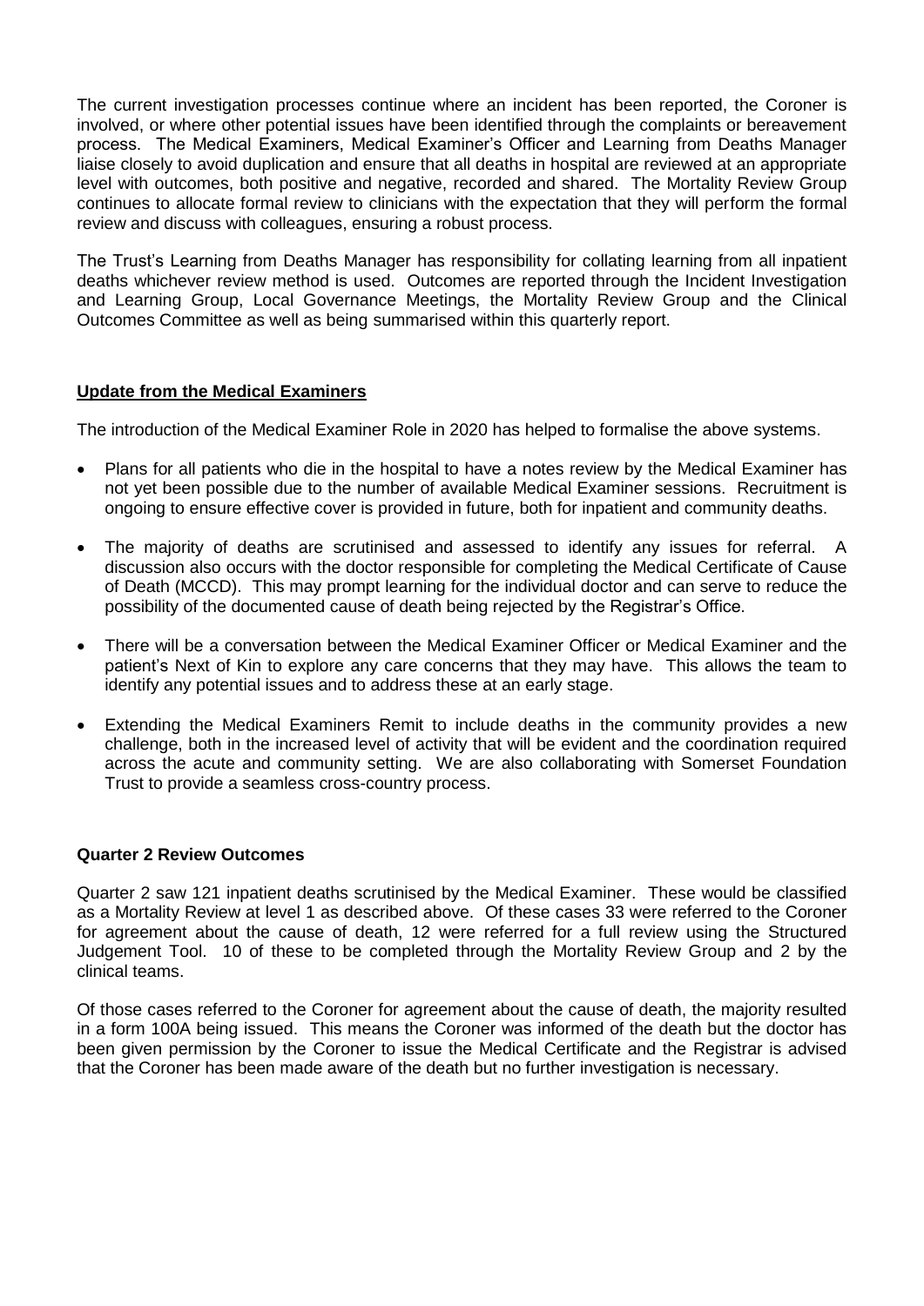The current investigation processes continue where an incident has been reported, the Coroner is involved, or where other potential issues have been identified through the complaints or bereavement process. The Medical Examiners, Medical Examiner's Officer and Learning from Deaths Manager liaise closely to avoid duplication and ensure that all deaths in hospital are reviewed at an appropriate level with outcomes, both positive and negative, recorded and shared. The Mortality Review Group continues to allocate formal review to clinicians with the expectation that they will perform the formal review and discuss with colleagues, ensuring a robust process.

The Trust's Learning from Deaths Manager has responsibility for collating learning from all inpatient deaths whichever review method is used. Outcomes are reported through the Incident Investigation and Learning Group, Local Governance Meetings, the Mortality Review Group and the Clinical Outcomes Committee as well as being summarised within this quarterly report.

## Update from the Medical Examiners

The introduction of the Medical Examiner Role in 2020 has helped to formalise the above systems.

- Plans for all patients who die in the hospital to have a notes review by the Medical Examiner has not yet been possible due to the number of available Medical Examiner sessions. Recruitment is ongoing to ensure effective cover is provided in future, both for inpatient and community deaths.
- The majority of deaths are scrutinised and assessed to identify any issues for referral. A discussion also occurs with the doctor responsible for completing the Medical Certificate of Cause of Death (MCCD). This may prompt learning for the individual doctor and can serve to reduce the possibility of the documented cause of death being rejected by the Registrar's Office.
- There will be a conversation between the Medical Examiner Officer or Medical Examiner and the patient's Next of Kin to explore any care concerns that they may have. This allows the team to identify any potential issues and to address these at an early stage.
- Extending the Medical Examiners Remit to include deaths in the community provides a new challenge, both in the increased level of activity that will be evident and the coordination required across the acute and community setting. We are also collaborating with Somerset Foundation Trust to provide a seamless cross-country process.

## Quarter 2 Review Outcomes

Quarter 2 saw 121 inpatient deaths scrutinised by the Medical Examiner. These would be classified as a Mortality Review at level 1 as described above. Of these cases 33 were referred to the Coroner for agreement about the cause of death, 12 were referred for a full review using the Structured Judgement Tool. 10 of these to be completed through the Mortality Review Group and 2 by the clinical teams.

Of those cases referred to the Coroner for agreement about the cause of death, the majority resulted in a form 100A being issued. This means the Coroner was informed of the death but the doctor has been given permission by the Coroner to issue the Medical Certificate and the Registrar is advised that the Coroner has been made aware of the death but no further investigation is necessary.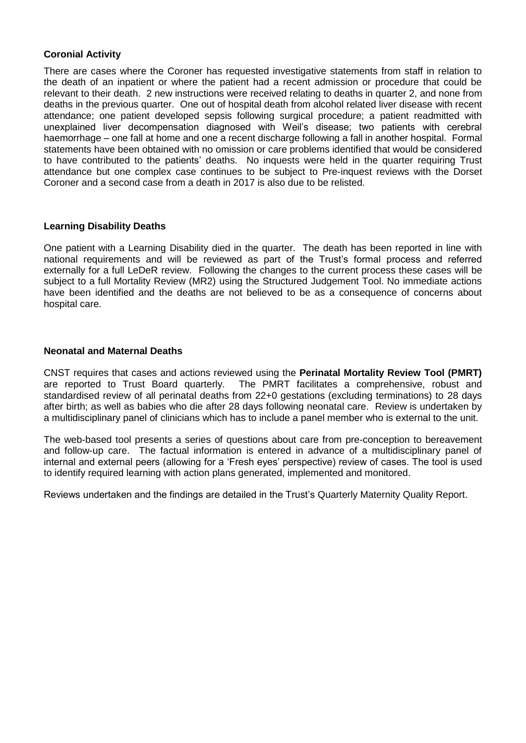**Coronial Activity**

There are cases where the Coroner has requested investigative statements from staff in relation to the death of an inpatient or where the patient had a recent admission or procedure that could be relevant to their death. 2 new instructions were received relating to deaths in quarter 2, and none from deaths in the previous quarter. One out of hospital death from alcohol related liver disease with recent attendance; one patient developed sepsis following surgical procedure; a patient readmitted with unexplained liver decompensation diagnosed with Weil's disease; two patients with cerebral haemorrhage – one fall at home and one a recent discharge following a fall in another hospital. Formal statements have been obtained with no omission or care problems identified that would be considered to have contributed to the patients' deaths. No inquests were held in the quarter requiring Trust attendance but one complex case continues to be subject to Pre-inquest reviews with the Dorset Coroner and a second case from a death in 2017 is also due to be relisted.

**Learning Disability Deaths**

One patient with a Learning Disability died in the quarter. The death has been reported in line with national requirements and will be reviewed as part of the Trust's formal process and referred externally for a full LeDeR review. Following the changes to the current process these cases will be subject to a full Mortality Review (MR2) using the Structured Judgement Tool. No immediate actions have been identified and the deaths are not believed to be as a consequence of concerns about hospital care.

**Neonatal and Maternal Deaths**

CNST requires that cases and actions reviewed using the **Perinatal Mortality Review Tool (PMRT)** are reported to Trust Board quarterly. The PMRT facilitates a comprehensive, robust and standardised review of all perinatal deaths from 22+0 gestations (excluding terminations) to 28 days after birth; as well as babies who die after 28 days following neonatal care. Review is undertaken by a multidisciplinary panel of clinicians which has to include a panel member who is external to the unit.

The web-based tool presents a series of questions about care from pre-conception to bereavement and follow-up care. The factual information is entered in advance of a multidisciplinary panel of internal and external peers (allowing for a 'Fresh eyes' perspective) review of cases. The tool is used to identify required learning with action plans generated, implemented and monitored.

Reviews undertaken and the findings are detailed in the Trust's Quarterly Maternity Quality Report.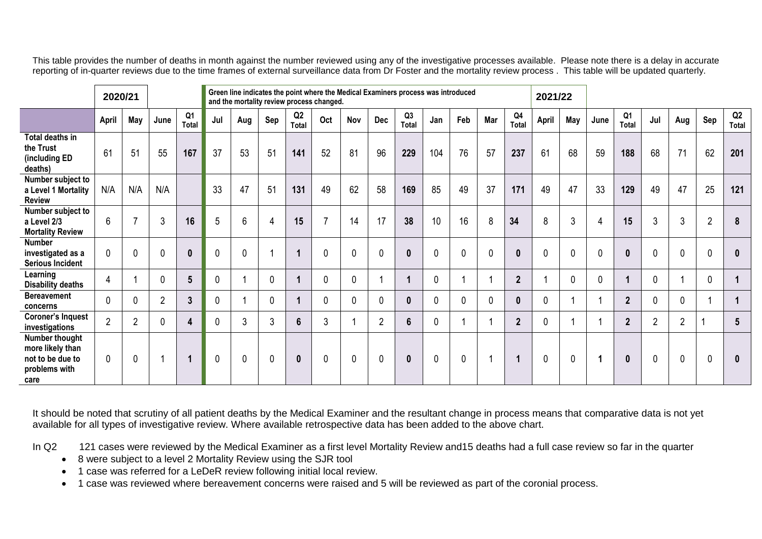This table provides the number of deaths in month against the number reviewed using any of the investigative processes available. Please note there is a delay in accurate reporting of in-quarter reviews due to the time frames of external surveillance data from Dr Foster and the mortality review process . This table will be updated quarterly.

| | 2020/21 | | | | Green line indicates the point where the Medical Examiners process was introduced and the mortality review process changed. | | | | | | | | | | | | 2021/22 | | | | | | | |
|---|---|---|---|---|---|---|---|---|---|---|---|---|---|---|---|---|---|---|---|---|---|---|---|---|
| | April | May | June | Q1 Total | Jul | Aug | Sep | Q2 Total | Oct | Nov | Dec | Q3 Total | Jan | Feb | Mar | Q4 Total | April | May | June | Q1 Total | Jul | Aug | Sep | Q2 Total |
| Total deaths in the Trust (including ED deaths) | 61 | 51 | 55 | 167 | 37 | 53 | 51 | 141 | 52 | 81 | 96 | 229 | 104 | 76 | 57 | 237 | 61 | 68 | 59 | 188 | 68 | 71 | 62 | 201 |
| Number subject to a Level 1 Mortality Review | N/A | N/A | N/A | | 33 | 47 | 51 | 131 | 49 | 62 | 58 | 169 | 85 | 49 | 37 | 171 | 49 | 47 | 33 | 129 | 49 | 47 | 25 | 121 |
| Number subject to a Level 2/3 Mortality Review | 6 | 7 | 3 | 16 | 5 | 6 | 4 | 15 | 7 | 14 | 17 | 38 | 10 | 16 | 8 | 34 | 8 | 3 | 4 | 15 | 3 | 3 | 2 | 8 |
| Number investigated as a Serious Incident | 0 | 0 | 0 | 0 | 0 | 0 | 1 | 1 | 0 | 0 | 0 | 0 | 0 | 0 | 0 | 0 | 0 | 0 | 0 | 0 | 0 | 0 | 0 | 0 |
| Learning Disability deaths | 4 | 1 | 0 | 5 | 0 | 1 | 0 | 1 | 0 | 0 | 1 | 1 | 0 | 1 | 1 | 2 | 1 | 0 | 0 | 1 | 0 | 1 | 0 | 1 |
| Bereavement concerns | 0 | 0 | 2 | 3 | 0 | 1 | 0 | 1 | 0 | 0 | 0 | 0 | 0 | 0 | 0 | 0 | 0 | 1 | 1 | 2 | 0 | 0 | 1 | 1 |
| Coroner's Inquest investigations | 2 | 2 | 0 | 4 | 0 | 3 | 3 | 6 | 3 | 1 | 2 | 6 | 0 | 1 | 1 | 2 | 0 | 1 | 1 | 2 | 2 | 2 | 1 | 5 |
| Number thought more likely than not to be due to problems with care | 0 | 0 | 1 | 1 | 0 | 0 | 0 | 0 | 0 | 0 | 0 | 0 | 0 | 0 | 1 | 1 | 0 | 0 | **1** | 0 | 0 | 0 | 0 | 0 |

It should be noted that scrutiny of all patient deaths by the Medical Examiner and the resultant change in process means that comparative data is not yet available for all types of investigative review. Where available retrospective data has been added to the above chart.

In Q2 121 cases were reviewed by the Medical Examiner as a first level Mortality Review and15 deaths had a full case review so far in the quarter

- 8 were subject to a level 2 Mortality Review using the SJR tool
- 1 case was referred for a LeDeR review following initial local review.
- 1 case was reviewed where bereavement concerns were raised and 5 will be reviewed as part of the coronial process.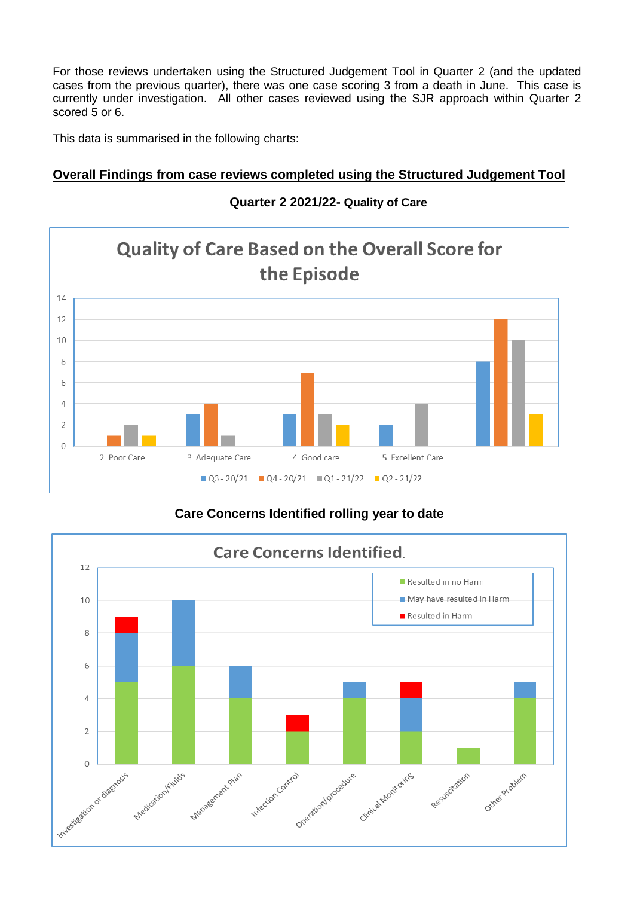For those reviews undertaken using the Structured Judgement Tool in Quarter 2 (and the updated cases from the previous quarter), there was one case scoring 3 from a death in June. This case is currently under investigation. All other cases reviewed using the SJR approach within Quarter 2 scored 5 or 6.

This data is summarised in the following charts:

**Overall Findings from case reviews completed using the Structured Judgement Tool**

**Quarter 2 2021/22- Quality of Care**

**Quality of Care Based on the Overall Score for the Episode**

| | Q3 - 20/21 | Q4 - 20/21 | Q1 - 21/22 | Q2 - 21/22 |
|---|---|---|---|---|
| 2 Poor Care | 0 | 1 | 2 | 1 |
| 3 Adequate Care | 3 | 4 | 1 | 0 |
| 4 Good care | 3 | 7 | 3 | 2 |
| 5 Excellent Care | 2 | 0 | 4 | 0 |
| (unlabelled) | 8 | 12 | 10 | 3 |

**Care Concerns Identified rolling year to date**

**Care Concerns Identified.**

| | Resulted in no Harm | May have resulted in Harm | Resulted in Harm |
|---|---|---|---|
| Investigation or diagnosis | 5 | 3 | 1 |
| Medication/Fluids | 6 | 4 | 0 |
| Management Plan | 4 | 2 | 0 |
| Infection Control | 2 | 0 | 1 |
| Operation/procedure | 4 | 1 | 0 |
| Clinical Monitoring | 2 | 2 | 1 |
| Resuscitation | 1 | 0 | 0 |
| Other Problem | 4 | 1 | 0 |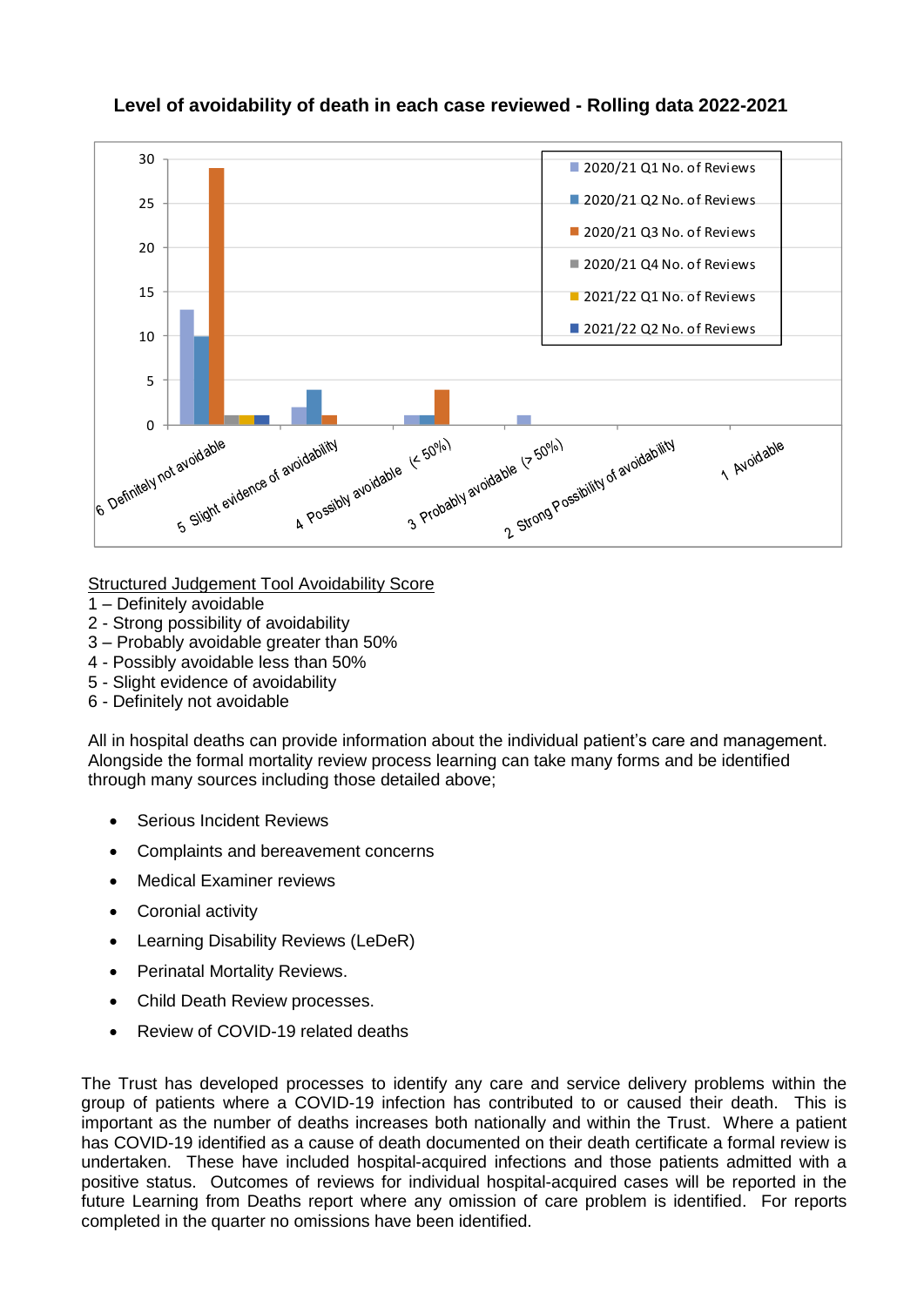**Level of avoidability of death in each case reviewed - Rolling data 2022-2021**

| | 2020/21 Q1 No. of Reviews | 2020/21 Q2 No. of Reviews | 2020/21 Q3 No. of Reviews | 2020/21 Q4 No. of Reviews | 2021/22 Q1 No. of Reviews | 2021/22 Q2 No. of Reviews |
|---|---|---|---|---|---|---|
| 6 Definitely not avoidable | 13 | 10 | 29 | 1 | 1 | 1 |
| 5 Slight evidence of avoidability | 2 | 4 | 1 | | | |
| 4 Possibly avoidable (< 50%) | 1 | 1 | 4 | | | |
| 3 Probably avoidable (> 50%) | 1 | | | | | |
| 2 Strong Possibility of avoidability | | | | | | |
| 1 Avoidable | | | | | | |

<u>Structured Judgement Tool Avoidability Score</u>

1 – Definitely avoidable
2 - Strong possibility of avoidability
3 – Probably avoidable greater than 50%
4 - Possibly avoidable less than 50%
5 - Slight evidence of avoidability
6 - Definitely not avoidable

All in hospital deaths can provide information about the individual patient's care and management. Alongside the formal mortality review process learning can take many forms and be identified through many sources including those detailed above;

- Serious Incident Reviews
- Complaints and bereavement concerns
- Medical Examiner reviews
- Coronial activity
- Learning Disability Reviews (LeDeR)
- Perinatal Mortality Reviews.
- Child Death Review processes.
- Review of COVID-19 related deaths

The Trust has developed processes to identify any care and service delivery problems within the group of patients where a COVID-19 infection has contributed to or caused their death. This is important as the number of deaths increases both nationally and within the Trust. Where a patient has COVID-19 identified as a cause of death documented on their death certificate a formal review is undertaken. These have included hospital-acquired infections and those patients admitted with a positive status. Outcomes of reviews for individual hospital-acquired cases will be reported in the future Learning from Deaths report where any omission of care problem is identified. For reports completed in the quarter no omissions have been identified.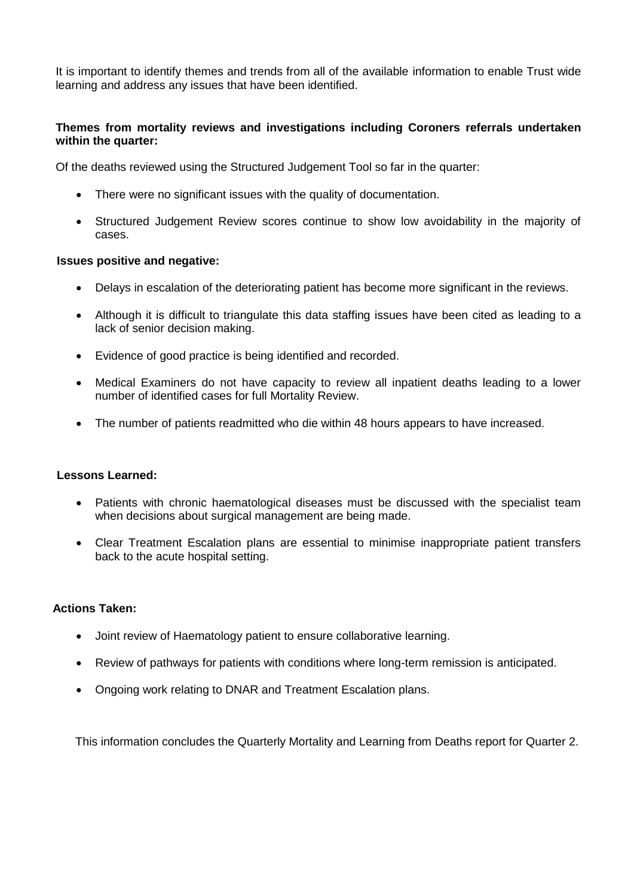It is important to identify themes and trends from all of the available information to enable Trust wide learning and address any issues that have been identified.

**Themes from mortality reviews and investigations including Coroners referrals undertaken within the quarter:**

Of the deaths reviewed using the Structured Judgement Tool so far in the quarter:

- There were no significant issues with the quality of documentation.
- Structured Judgement Review scores continue to show low avoidability in the majority of cases.

**Issues positive and negative:**

- Delays in escalation of the deteriorating patient has become more significant in the reviews.
- Although it is difficult to triangulate this data staffing issues have been cited as leading to a lack of senior decision making.
- Evidence of good practice is being identified and recorded.
- Medical Examiners do not have capacity to review all inpatient deaths leading to a lower number of identified cases for full Mortality Review.
- The number of patients readmitted who die within 48 hours appears to have increased.

**Lessons Learned:**

- Patients with chronic haematological diseases must be discussed with the specialist team when decisions about surgical management are being made.
- Clear Treatment Escalation plans are essential to minimise inappropriate patient transfers back to the acute hospital setting.

**Actions Taken:**

- Joint review of Haematology patient to ensure collaborative learning.
- Review of pathways for patients with conditions where long-term remission is anticipated.
- Ongoing work relating to DNAR and Treatment Escalation plans.

This information concludes the Quarterly Mortality and Learning from Deaths report for Quarter 2.